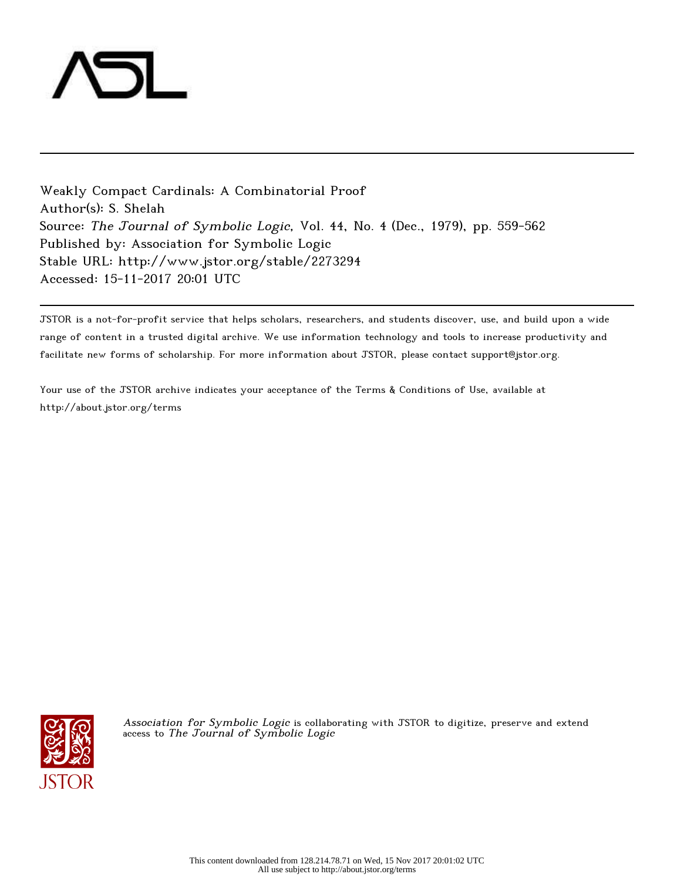Weakly Compact Cardinals: A Combinatorial Proof
Author(s): S. Shelah
Source: *The Journal of Symbolic Logic*, Vol. 44, No. 4 (Dec., 1979), pp. 559-562
Published by: Association for Symbolic Logic
Stable URL: http://www.jstor.org/stable/2273294
Accessed: 15-11-2017 20:01 UTC

---

JSTOR is a not-for-profit service that helps scholars, researchers, and students discover, use, and build upon a wide range of content in a trusted digital archive. We use information technology and tools to increase productivity and facilitate new forms of scholarship. For more information about JSTOR, please contact support@jstor.org.

Your use of the JSTOR archive indicates your acceptance of the Terms & Conditions of Use, available at http://about.jstor.org/terms

*Association for Symbolic Logic* is collaborating with JSTOR to digitize, preserve and extend access to *The Journal of Symbolic Logic*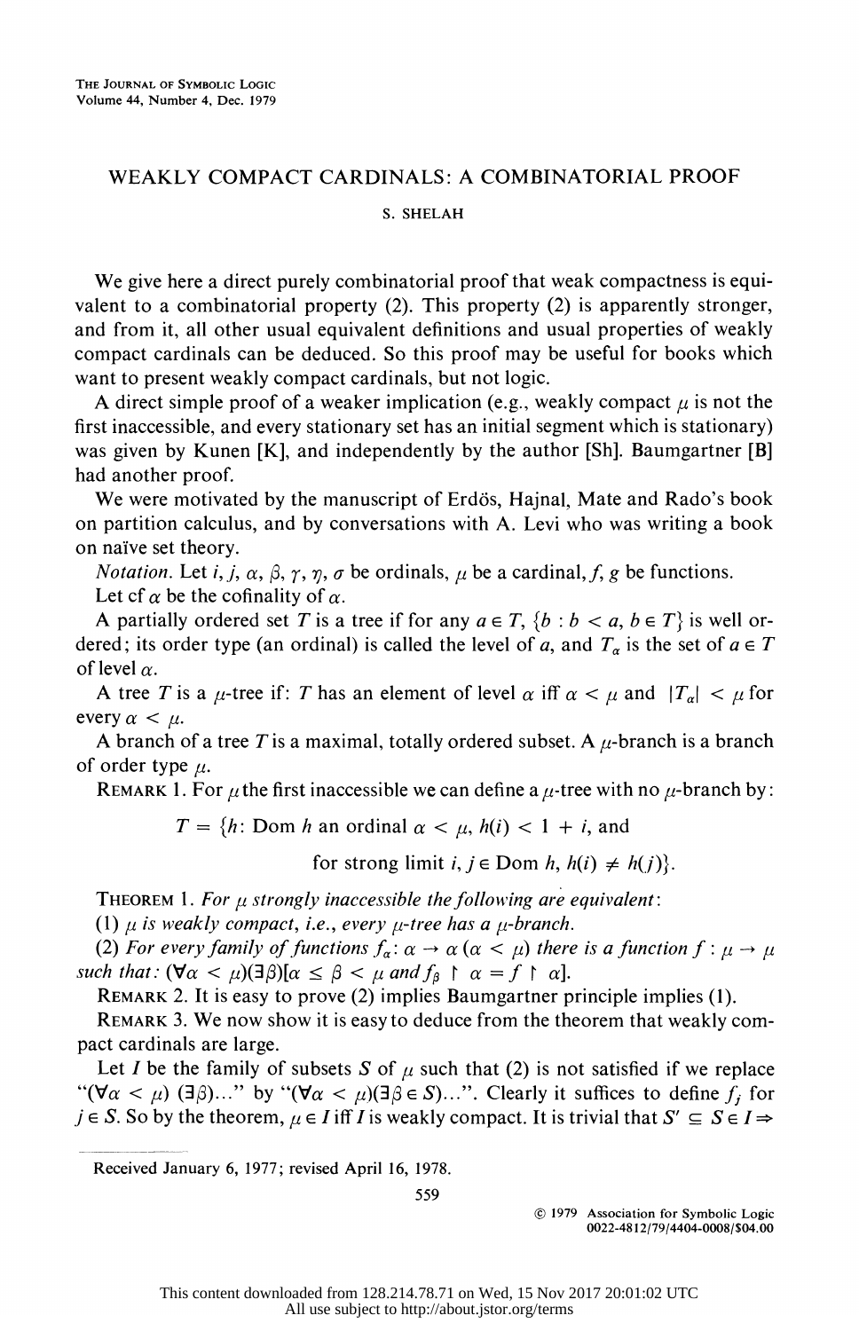# WEAKLY COMPACT CARDINALS: A COMBINATORIAL PROOF

S. SHELAH

We give here a direct purely combinatorial proof that weak compactness is equivalent to a combinatorial property (2). This property (2) is apparently stronger, and from it, all other usual equivalent definitions and usual properties of weakly compact cardinals can be deduced. So this proof may be useful for books which want to present weakly compact cardinals, but not logic.

A direct simple proof of a weaker implication (e.g., weakly compact $\mu$ is not the first inaccessible, and every stationary set has an initial segment which is stationary) was given by Kunen [K], and independently by the author [Sh]. Baumgartner [B] had another proof.

We were motivated by the manuscript of Erdös, Hajnal, Mate and Rado's book on partition calculus, and by conversations with A. Levi who was writing a book on naïve set theory.

*Notation.* Let $i, j, \alpha, \beta, \gamma, \eta, \sigma$ be ordinals, $\mu$ be a cardinal, $f, g$ be functions.

Let $\operatorname{cf} \alpha$ be the cofinality of $\alpha$.

A partially ordered set $T$ is a tree if for any $a \in T$, $\{b : b < a, b \in T\}$ is well ordered; its order type (an ordinal) is called the level of $a$, and $T_\alpha$ is the set of $a \in T$ of level $\alpha$.

A tree $T$ is a $\mu$-tree if: $T$ has an element of level $\alpha$ iff $\alpha < \mu$ and $|T_\alpha| < \mu$ for every $\alpha < \mu$.

A branch of a tree $T$ is a maximal, totally ordered subset. A $\mu$-branch is a branch of order type $\mu$.

REMARK 1. For $\mu$ the first inaccessible we can define a $\mu$-tree with no $\mu$-branch by:

$$T = \{h\text{: Dom } h \text{ an ordinal } \alpha < \mu,\ h(i) < 1 + i, \text{ and}$$
$$\text{for strong limit } i, j \in \text{Dom } h,\ h(i) \neq h(j)\}.$$

THEOREM 1. *For $\mu$ strongly inaccessible the following are equivalent*:

(1) *$\mu$ is weakly compact, i.e., every $\mu$-tree has a $\mu$-branch.*

(2) *For every family of functions $f_\alpha : \alpha \to \alpha$ $(\alpha < \mu)$ there is a function $f : \mu \to \mu$ such that: $(\forall \alpha < \mu)(\exists \beta)[\alpha \leq \beta < \mu$ and $f_\beta \restriction \alpha = f \restriction \alpha]$.*

REMARK 2. It is easy to prove (2) implies Baumgartner principle implies (1).

REMARK 3. We now show it is easy to deduce from the theorem that weakly compact cardinals are large.

Let $I$ be the family of subsets $S$ of $\mu$ such that (2) is not satisfied if we replace "$(\forall \alpha < \mu)$ $(\exists \beta)$..." by "$(\forall \alpha < \mu)(\exists \beta \in S)$...". Clearly it suffices to define $f_j$ for $j \in S$. So by the theorem, $\mu \in I$ iff $I$ is weakly compact. It is trivial that $S' \subseteq S \in I \Rightarrow$

Received January 6, 1977; revised April 16, 1978.

© 1979 Association for Symbolic Logic
0022-4812/79/4404-0008/$04.00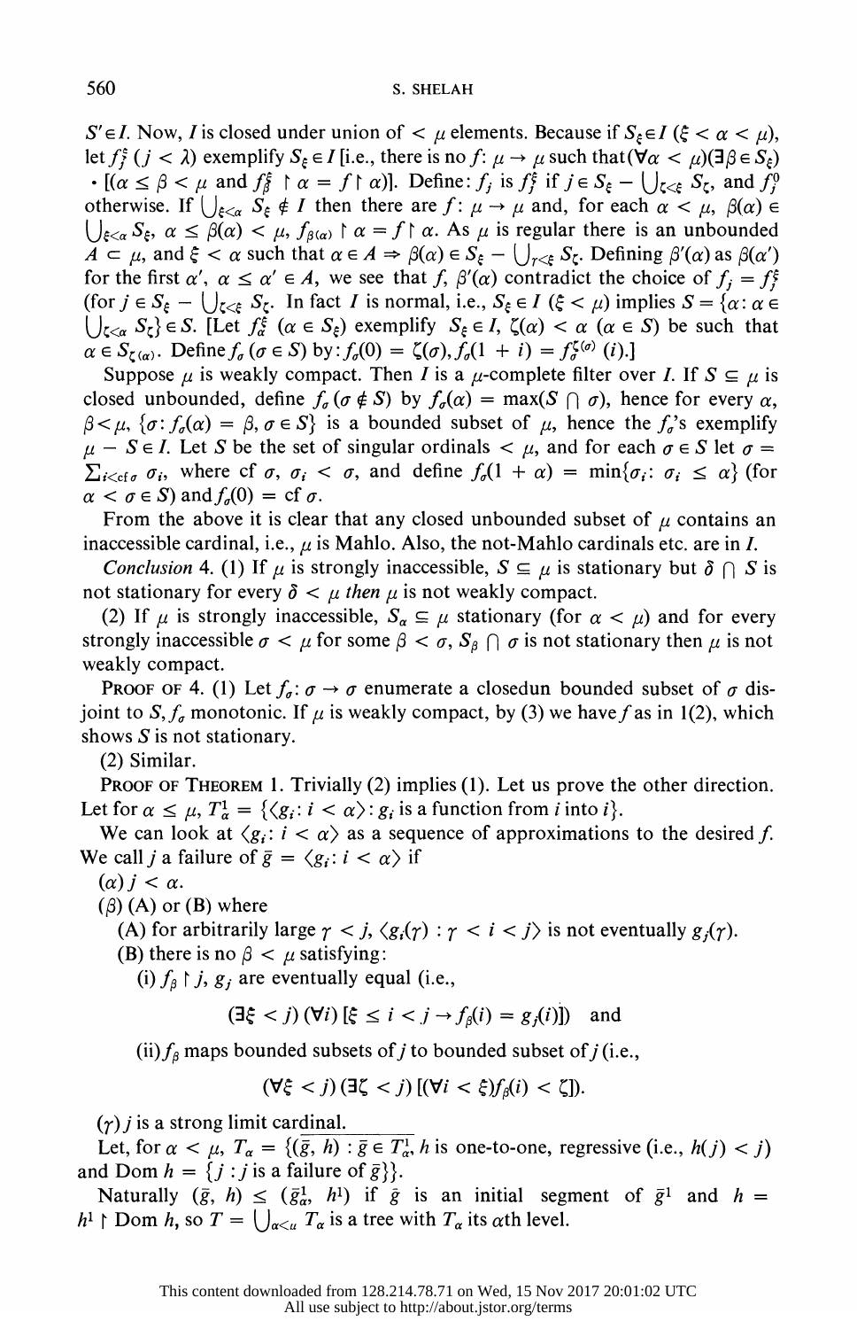$S' \in I$. Now, $I$ is closed under union of $< \mu$ elements. Because if $S_\xi \in I$ ($\xi < \alpha < \mu$), let $f_j^\xi$ ($j < \lambda$) exemplify $S_\xi \in I$ [i.e., there is no $f: \mu \to \mu$ such that $(\forall \alpha < \mu)(\exists \beta \in S_\xi)$ $\cdot [(\alpha \leq \beta < \mu$ and $f_\beta^\xi \restriction \alpha = f \restriction \alpha)]$. Define: $f_j$ is $f_j^\xi$ if $j \in S_\xi - \bigcup_{\zeta<\xi} S_\zeta$, and $f_j^0$ otherwise. If $\bigcup_{\xi<\alpha} S_\xi \notin I$ then there are $f: \mu \to \mu$ and, for each $\alpha < \mu$, $\beta(\alpha) \in \bigcup_{\xi<\alpha} S_\xi$, $\alpha \leq \beta(\alpha) < \mu$, $f_{\beta(\alpha)} \restriction \alpha = f \restriction \alpha$. As $\mu$ is regular there is an unbounded $A \subset \mu$, and $\xi < \alpha$ such that $\alpha \in A \Rightarrow \beta(\alpha) \in S_\xi - \bigcup_{\gamma<\xi} S_\zeta$. Defining $\beta'(\alpha)$ as $\beta(\alpha')$ for the first $\alpha'$, $\alpha \leq \alpha' \in A$, we see that $f$, $\beta'(\alpha)$ contradict the choice of $f_j = f_j^\xi$ (for $j \in S_\xi - \bigcup_{\zeta<\xi} S_\zeta$. In fact $I$ is normal, i.e., $S_\xi \in I$ ($\xi < \mu$) implies $S = \{\alpha : \alpha \in \bigcup_{\zeta<\alpha} S_\zeta\} \in S$. [Let $f_\alpha^\xi$ ($\alpha \in S_\xi$) exemplify $S_\xi \in I$, $\zeta(\alpha) < \alpha$ ($\alpha \in S$) be such that $\alpha \in S_{\zeta(\alpha)}$. Define $f_\sigma$ ($\sigma \in S$) by: $f_\sigma(0) = \zeta(\sigma)$, $f_\sigma(1 + i) = f_\sigma^{\zeta(\sigma)}(i)$.]

Suppose $\mu$ is weakly compact. Then $I$ is a $\mu$-complete filter over $I$. If $S \subseteq \mu$ is closed unbounded, define $f_\sigma$ ($\sigma \notin S$) by $f_\sigma(\alpha) = \max(S \cap \sigma)$, hence for every $\alpha$, $\beta < \mu$, $\{\sigma : f_\sigma(\alpha) = \beta, \sigma \in S\}$ is a bounded subset of $\mu$, hence the $f_\sigma$'s exemplify $\mu - S \in I$. Let $S$ be the set of singular ordinals $< \mu$, and for each $\sigma \in S$ let $\sigma = \sum_{i<\operatorname{cf}\sigma} \sigma_i$, where $\operatorname{cf} \sigma$, $\sigma_i < \sigma$, and define $f_\sigma(1 + \alpha) = \min\{\sigma_i : \sigma_i \leq \alpha\}$ (for $\alpha < \sigma \in S$) and $f_\sigma(0) = \operatorname{cf} \sigma$.

From the above it is clear that any closed unbounded subset of $\mu$ contains an inaccessible cardinal, i.e., $\mu$ is Mahlo. Also, the not-Mahlo cardinals etc. are in $I$.

*Conclusion* 4. (1) If $\mu$ is strongly inaccessible, $S \subseteq \mu$ is stationary but $\delta \cap S$ is not stationary for every $\delta < \mu$ *then* $\mu$ is not weakly compact.

(2) If $\mu$ is strongly inaccessible, $S_\alpha \subseteq \mu$ stationary (for $\alpha < \mu$) and for every strongly inaccessible $\sigma < \mu$ for some $\beta < \sigma$, $S_\beta \cap \sigma$ is not stationary then $\mu$ is not weakly compact.

PROOF OF 4. (1) Let $f_\sigma : \sigma \to \sigma$ enumerate a closedun bounded subset of $\sigma$ disjoint to $S$, $f_\sigma$ monotonic. If $\mu$ is weakly compact, by (3) we have $f$ as in 1(2), which shows $S$ is not stationary.

(2) Similar.

PROOF OF THEOREM 1. Trivially (2) implies (1). Let us prove the other direction. Let for $\alpha \leq \mu$, $T_\alpha^1 = \{\langle g_i : i < \alpha \rangle : g_i$ is a function from $i$ into $i\}$.

We can look at $\langle g_i : i < \alpha \rangle$ as a sequence of approximations to the desired $f$. We call $j$ a failure of $\bar{g} = \langle g_i : i < \alpha \rangle$ if

($\alpha$) $j < \alpha$.

($\beta$) (A) or (B) where

(A) for arbitrarily large $\gamma < j$, $\langle g_i(\gamma) : \gamma < i < j \rangle$ is not eventually $g_j(\gamma)$.

(B) there is no $\beta < \mu$ satisfying:

(i) $f_\beta \restriction j$, $g_j$ are eventually equal (i.e.,

$$(\exists \xi < j)(\forall i)[\xi \leq i < j \to f_\beta(i) = g_j(i)]) \quad \text{and}$$

(ii) $f_\beta$ maps bounded subsets of $j$ to bounded subset of $j$ (i.e.,

$$(\forall \xi < j)(\exists \zeta < j)[(\forall i < \xi) f_\beta(i) < \zeta]).$$

($\gamma$) $j$ is a strong limit cardinal.

Let, for $\alpha < \mu$, $T_\alpha = \{(\bar{g}, h) : \bar{g} \in T_\alpha^1$, $h$ is one-to-one, regressive (i.e., $h(j) < j$) and $\operatorname{Dom} h = \{j : j$ is a failure of $\bar{g}\}\}$.

Naturally $(\bar{g}, h) \leq (\bar{g}_\alpha^1, h^1)$ if $\bar{g}$ is an initial segment of $\bar{g}^1$ and $h = h^1 \restriction \operatorname{Dom} h$, so $T = \bigcup_{\alpha<u} T_\alpha$ is a tree with $T_\alpha$ its $\alpha$th level.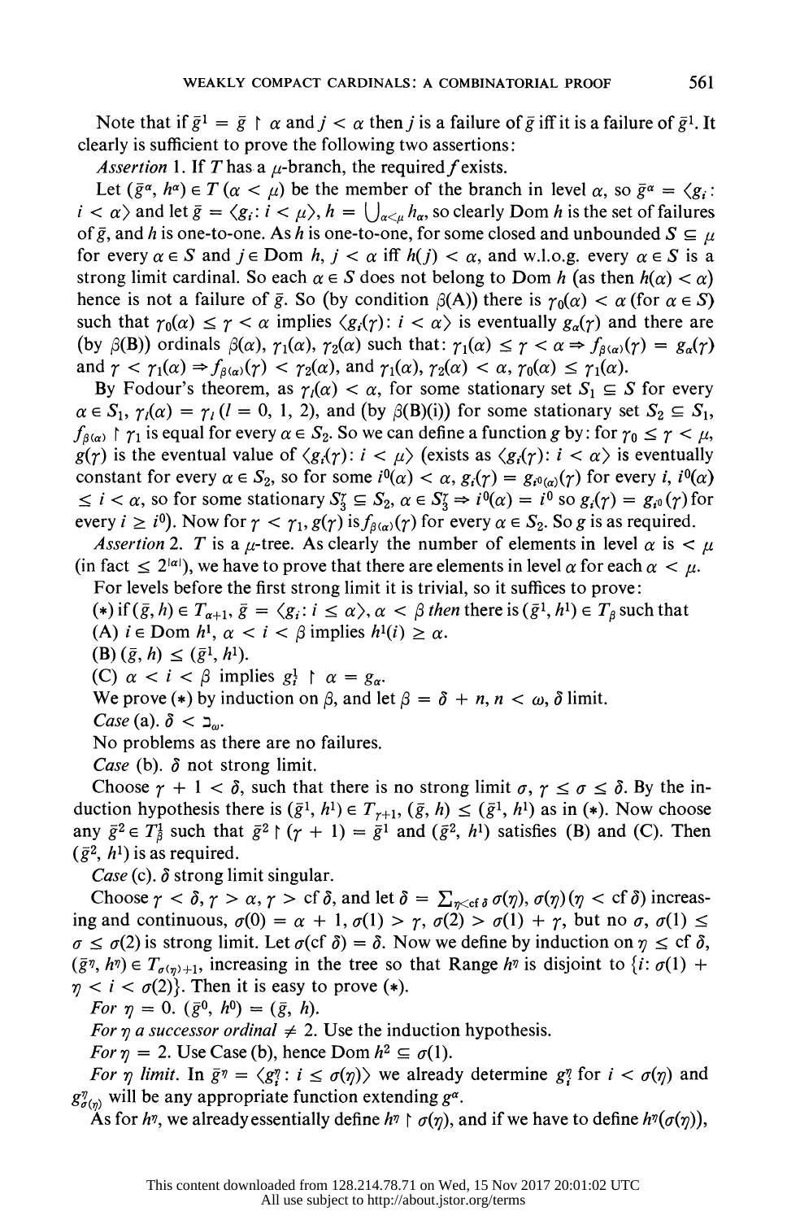Note that if $\bar{g}^1 = \bar{g} \restriction \alpha$ and $j < \alpha$ then $j$ is a failure of $\bar{g}$ iff it is a failure of $\bar{g}^1$. It clearly is sufficient to prove the following two assertions:

*Assertion* 1. If $T$ has a $\mu$-branch, the required $f$ exists.

Let $(\bar{g}^\alpha, h^\alpha) \in T$ $(\alpha < \mu)$ be the member of the branch in level $\alpha$, so $\bar{g}^\alpha = \langle g_i : i < \alpha \rangle$ and let $\bar{g} = \langle g_i : i < \mu \rangle$, $h = \bigcup_{\alpha < \mu} h_\alpha$, so clearly Dom $h$ is the set of failures of $\bar{g}$, and $h$ is one-to-one. As $h$ is one-to-one, for some closed and unbounded $S \subseteq \mu$ for every $\alpha \in S$ and $j \in$ Dom $h$, $j < \alpha$ iff $h(j) < \alpha$, and w.l.o.g. every $\alpha \in S$ is a strong limit cardinal. So each $\alpha \in S$ does not belong to Dom $h$ (as then $h(\alpha) < \alpha$) hence is not a failure of $\bar{g}$. So (by condition $\beta$(A)) there is $\gamma_0(\alpha) < \alpha$ (for $\alpha \in S$) such that $\gamma_0(\alpha) \leq \gamma < \alpha$ implies $\langle g_i(\gamma) : i < \alpha \rangle$ is eventually $g_\alpha(\gamma)$ and there are (by $\beta$(B)) ordinals $\beta(\alpha)$, $\gamma_1(\alpha)$, $\gamma_2(\alpha)$ such that: $\gamma_1(\alpha) \leq \gamma < \alpha \Rightarrow f_{\beta(\alpha)}(\gamma) = g_\alpha(\gamma)$ and $\gamma < \gamma_1(\alpha) \Rightarrow f_{\beta(\alpha)}(\gamma) < \gamma_2(\alpha)$, and $\gamma_1(\alpha)$, $\gamma_2(\alpha) < \alpha$, $\gamma_0(\alpha) \leq \gamma_1(\alpha)$.

By Fodour's theorem, as $\gamma_l(\alpha) < \alpha$, for some stationary set $S_1 \subseteq S$ for every $\alpha \in S_1$, $\gamma_l(\alpha) = \gamma_l$ $(l = 0, 1, 2)$, and (by $\beta$(B)(i)) for some stationary set $S_2 \subseteq S_1$, $f_{\beta(\alpha)} \restriction \gamma_1$ is equal for every $\alpha \in S_2$. So we can define a function $g$ by: for $\gamma_0 \leq \gamma < \mu$, $g(\gamma)$ is the eventual value of $\langle g_i(\gamma) : i < \mu \rangle$ (exists as $\langle g_i(\gamma) : i < \alpha \rangle$ is eventually constant for every $\alpha \in S_2$, so for some $i^0(\alpha) < \alpha$, $g_i(\gamma) = g_{i^0(\alpha)}(\gamma)$ for every $i$, $i^0(\alpha) \leq i < \alpha$, so for some stationary $S_3^\gamma \subseteq S_2$, $\alpha \in S_3^\gamma \Rightarrow i^0(\alpha) = i^0$ so $g_i(\gamma) = g_{i^0}(\gamma)$ for every $i \geq i^0$). Now for $\gamma < \gamma_1$, $g(\gamma)$ is $f_{\beta(\alpha)}(\gamma)$ for every $\alpha \in S_2$. So $g$ is as required.

*Assertion* 2. $T$ is a $\mu$-tree. As clearly the number of elements in level $\alpha$ is $< \mu$ (in fact $\leq 2^{|\alpha|}$), we have to prove that there are elements in level $\alpha$ for each $\alpha < \mu$.

For levels before the first strong limit it is trivial, so it suffices to prove:

(*) if $(\bar{g}, h) \in T_{\alpha+1}$, $\bar{g} = \langle g_i : i \leq \alpha \rangle$, $\alpha < \beta$ *then* there is $(\bar{g}^1, h^1) \in T_\beta$ such that

(A) $i \in$ Dom $h^1$, $\alpha < i < \beta$ implies $h^1(i) \geq \alpha$.

(B) $(\bar{g}, h) \leq (\bar{g}^1, h^1)$.

(C) $\alpha < i < \beta$ implies $g_i^1 \restriction \alpha = g_\alpha$.

We prove (*) by induction on $\beta$, and let $\beta = \delta + n$, $n < \omega$, $\delta$ limit.

*Case* (a). $\delta < \beth_\omega$.

No problems as there are no failures.

*Case* (b). $\delta$ not strong limit.

Choose $\gamma + 1 < \delta$, such that there is no strong limit $\sigma$, $\gamma \leq \sigma \leq \delta$. By the induction hypothesis there is $(\bar{g}^1, h^1) \in T_{\gamma+1}$, $(\bar{g}, h) \leq (\bar{g}^1, h^1)$ as in (*). Now choose any $\bar{g}^2 \in T_\beta^1$ such that $\bar{g}^2 \restriction (\gamma + 1) = \bar{g}^1$ and $(\bar{g}^2, h^1)$ satisfies (B) and (C). Then $(\bar{g}^2, h^1)$ is as required.

*Case* (c). $\delta$ strong limit singular.

Choose $\gamma < \delta$, $\gamma > \alpha$, $\gamma > \text{cf } \delta$, and let $\delta = \sum_{\eta < \text{cf } \delta} \sigma(\eta)$, $\sigma(\eta)$ $(\eta < \text{cf } \delta)$ increasing and continuous, $\sigma(0) = \alpha + 1$, $\sigma(1) > \gamma$, $\sigma(2) > \sigma(1) + \gamma$, but no $\sigma$, $\sigma(1) \leq \sigma \leq \sigma(2)$ is strong limit. Let $\sigma(\text{cf } \delta) = \delta$. Now we define by induction on $\eta \leq \text{cf } \delta$, $(\bar{g}^\eta, h^\eta) \in T_{\sigma(\eta)+1}$, increasing in the tree so that Range $h^\eta$ is disjoint to $\{i : \sigma(1) + \eta < i < \sigma(2)\}$. Then it is easy to prove (*).

*For* $\eta = 0$. $(\bar{g}^0, h^0) = (\bar{g}, h)$.

*For* $\eta$ *a successor ordinal* $\neq 2$. Use the induction hypothesis.

*For* $\eta = 2$. Use Case (b), hence Dom $h^2 \subseteq \sigma(1)$.

*For* $\eta$ *limit*. In $\bar{g}^\eta = \langle g_i^\eta : i \leq \sigma(\eta) \rangle$ we already determine $g_i^\eta$ for $i < \sigma(\eta)$ and $g_{\sigma(\eta)}^\eta$ will be any appropriate function extending $g^\alpha$.

As for $h^\eta$, we already essentially define $h^\eta \restriction \sigma(\eta)$, and if we have to define $h^\eta(\sigma(\eta))$,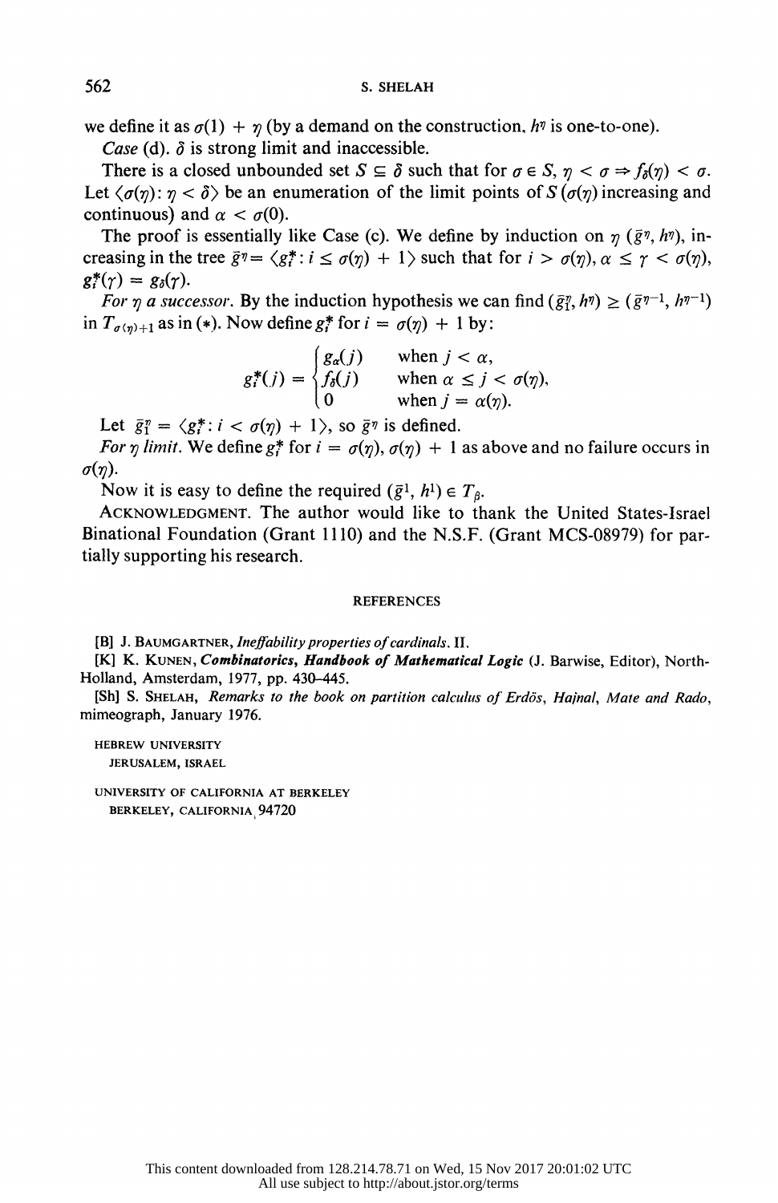we define it as $\sigma(1) + \eta$ (by a demand on the construction, $h^\eta$ is one-to-one).

*Case* (d). $\delta$ is strong limit and inaccessible.

There is a closed unbounded set $S \subseteq \delta$ such that for $\sigma \in S$, $\eta < \sigma \Rightarrow f_\delta(\eta) < \sigma$. Let $\langle \sigma(\eta) : \eta < \delta \rangle$ be an enumeration of the limit points of $S$ ($\sigma(\eta)$ increasing and continuous) and $\alpha < \sigma(0)$.

The proof is essentially like Case (c). We define by induction on $\eta$ $(\bar{g}^\eta, h^\eta)$, increasing in the tree $\bar{g}^\eta = \langle g_i^* : i \leq \sigma(\eta) + 1 \rangle$ such that for $i > \sigma(\eta)$, $\alpha \leq \gamma < \sigma(\eta)$, $g_i^*(\gamma) = g_\delta(\gamma)$.

*For $\eta$ a successor.* By the induction hypothesis we can find $(\bar{g}_1^\eta, h^\eta) \geq (\bar{g}^{\eta-1}, h^{\eta-1})$ in $T_{\sigma(\eta)+1}$ as in (*). Now define $g_i^*$ for $i = \sigma(\eta) + 1$ by:

$$g_i^*(j) = \begin{cases} g_\alpha(j) & \text{when } j < \alpha, \\ f_\delta(j) & \text{when } \alpha \leq j < \sigma(\eta), \\ 0 & \text{when } j = \alpha(\eta). \end{cases}$$

Let $\bar{g}_1^\eta = \langle g_i^* : i < \sigma(\eta) + 1 \rangle$, so $\bar{g}^\eta$ is defined.

*For $\eta$ limit.* We define $g_i^*$ for $i = \sigma(\eta), \sigma(\eta) + 1$ as above and no failure occurs in $\sigma(\eta)$.

Now it is easy to define the required $(\bar{g}^1, h^1) \in T_\beta$.

ACKNOWLEDGMENT. The author would like to thank the United States-Israel Binational Foundation (Grant 1110) and the N.S.F. (Grant MCS-08979) for partially supporting his research.

## REFERENCES

[B] J. BAUMGARTNER, *Ineffability properties of cardinals*. II.

[K] K. KUNEN, ***Combinatorics, Handbook of Mathematical Logic*** (J. Barwise, Editor), North-Holland, Amsterdam, 1977, pp. 430–445.

[Sh] S. SHELAH, *Remarks to the book on partition calculus of Erdös, Hajnal, Mate and Rado*, mimeograph, January 1976.

HEBREW UNIVERSITY
JERUSALEM, ISRAEL

UNIVERSITY OF CALIFORNIA AT BERKELEY
BERKELEY, CALIFORNIA 94720